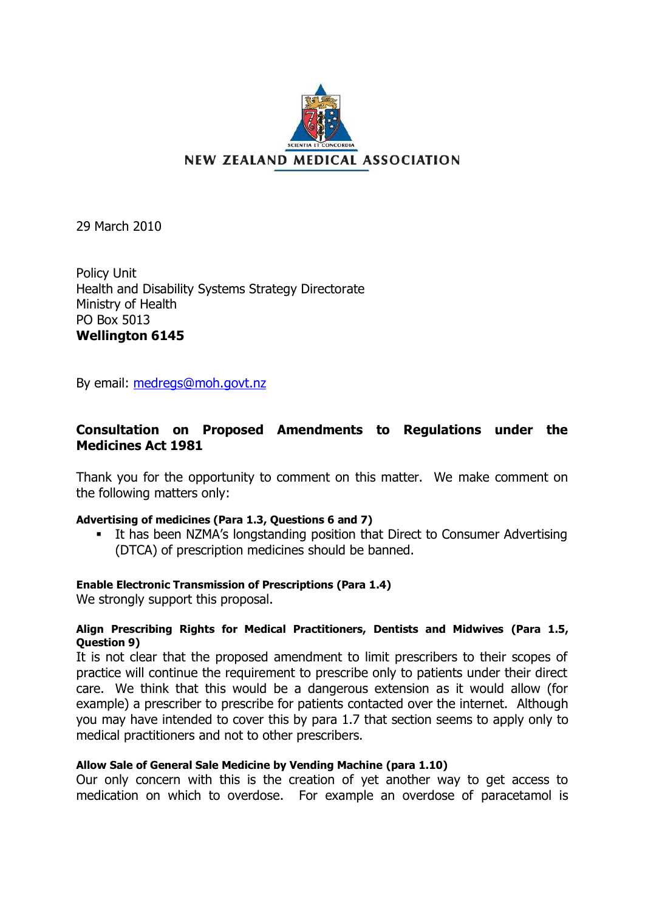NEW ZEALAND MEDICAL ASSOCIATION

29 March 2010

Policy Unit
Health and Disability Systems Strategy Directorate
Ministry of Health
PO Box 5013
**Wellington 6145**

By email: medregs@moh.govt.nz

**Consultation on Proposed Amendments to Regulations under the Medicines Act 1981**

Thank you for the opportunity to comment on this matter. We make comment on the following matters only:

**Advertising of medicines (Para 1.3, Questions 6 and 7)**

- It has been NZMA's longstanding position that Direct to Consumer Advertising (DTCA) of prescription medicines should be banned.

**Enable Electronic Transmission of Prescriptions (Para 1.4)**

We strongly support this proposal.

**Align Prescribing Rights for Medical Practitioners, Dentists and Midwives (Para 1.5, Question 9)**

It is not clear that the proposed amendment to limit prescribers to their scopes of practice will continue the requirement to prescribe only to patients under their direct care. We think that this would be a dangerous extension as it would allow (for example) a prescriber to prescribe for patients contacted over the internet. Although you may have intended to cover this by para 1.7 that section seems to apply only to medical practitioners and not to other prescribers.

**Allow Sale of General Sale Medicine by Vending Machine (para 1.10)**

Our only concern with this is the creation of yet another way to get access to medication on which to overdose. For example an overdose of paracetamol is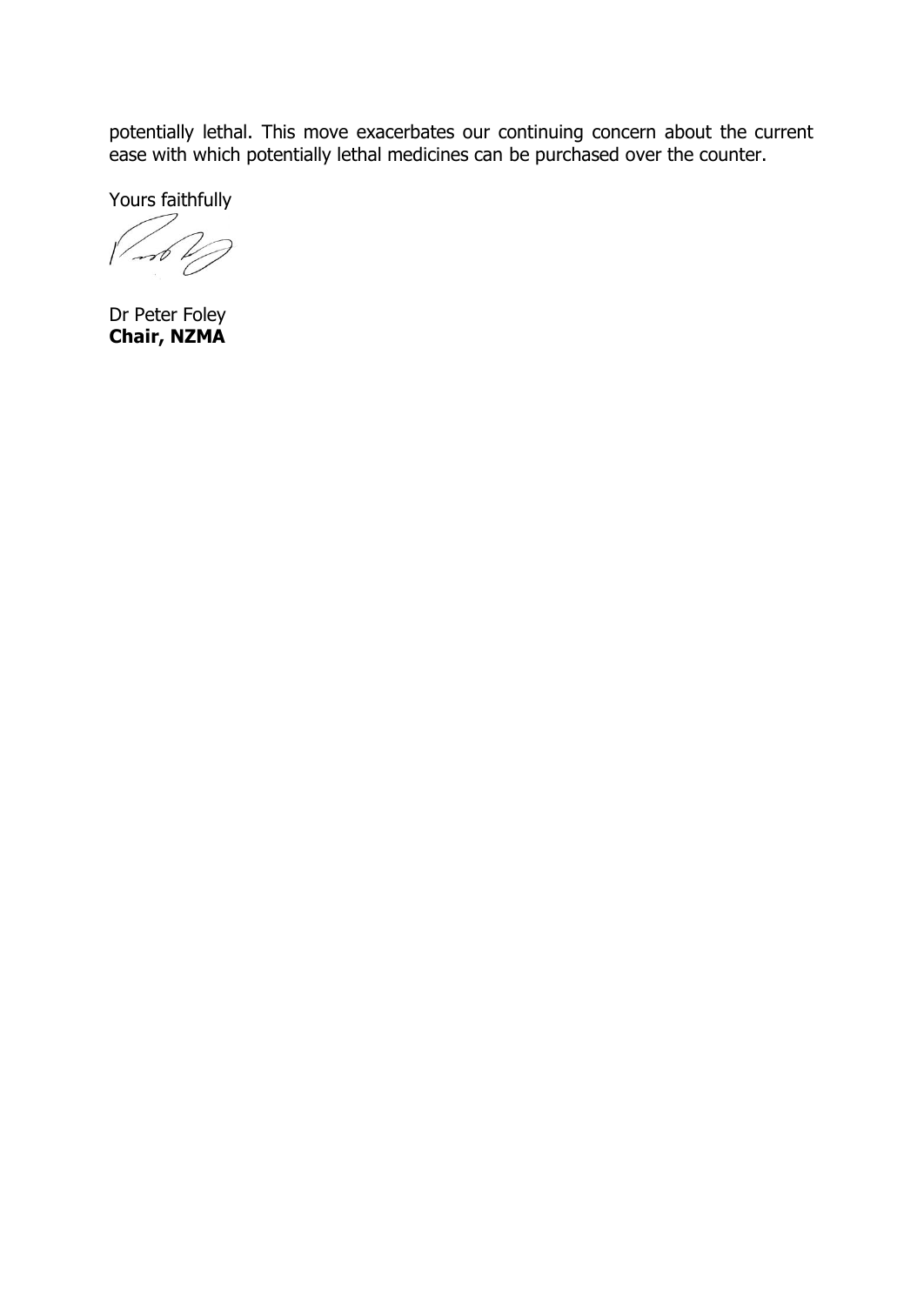potentially lethal. This move exacerbates our continuing concern about the current ease with which potentially lethal medicines can be purchased over the counter.

Yours faithfully

Dr Peter Foley
**Chair, NZMA**